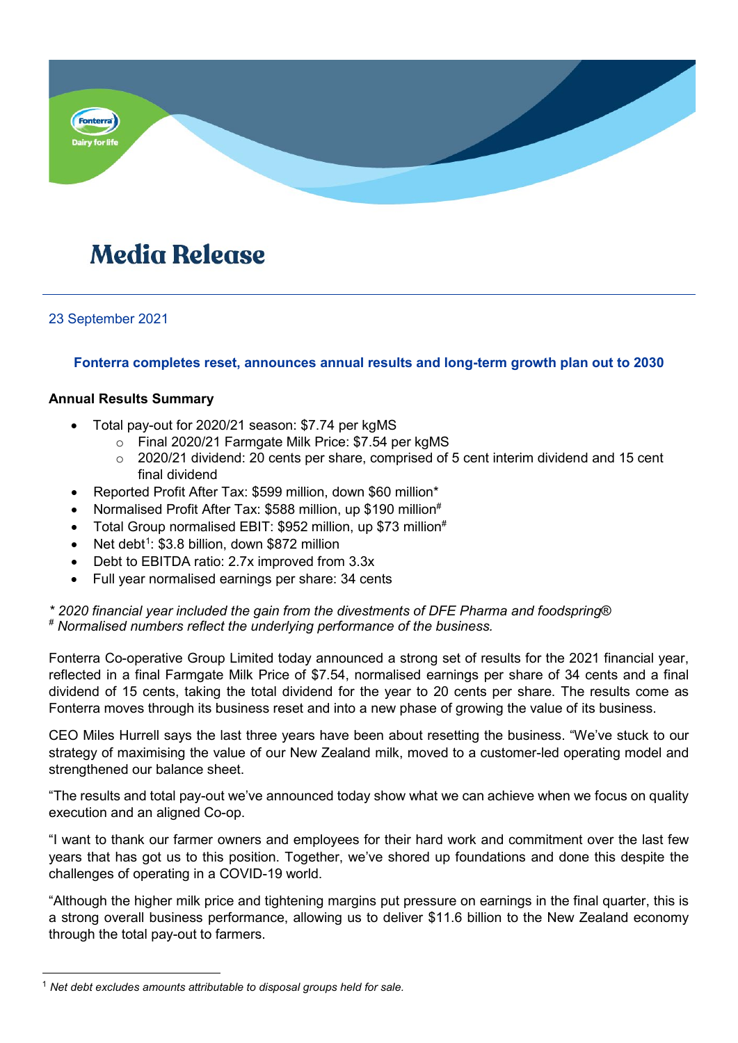# Media Release

23 September 2021

## Fonterra completes reset, announces annual results and long-term growth plan out to 2030

### Annual Results Summary

- Total pay-out for 2020/21 season: $7.74 per kgMS
  - Final 2020/21 Farmgate Milk Price: $7.54 per kgMS
  - 2020/21 dividend: 20 cents per share, comprised of 5 cent interim dividend and 15 cent final dividend
- Reported Profit After Tax: $599 million, down $60 million*
- Normalised Profit After Tax: $588 million, up $190 million#
- Total Group normalised EBIT: $952 million, up $73 million#
- Net debt[1]: $3.8 billion, down $872 million
- Debt to EBITDA ratio: 2.7x improved from 3.3x
- Full year normalised earnings per share: 34 cents

*\* 2020 financial year included the gain from the divestments of DFE Pharma and foodspring®*
*# Normalised numbers reflect the underlying performance of the business.*

Fonterra Co-operative Group Limited today announced a strong set of results for the 2021 financial year, reflected in a final Farmgate Milk Price of $7.54, normalised earnings per share of 34 cents and a final dividend of 15 cents, taking the total dividend for the year to 20 cents per share. The results come as Fonterra moves through its business reset and into a new phase of growing the value of its business.

CEO Miles Hurrell says the last three years have been about resetting the business. "We've stuck to our strategy of maximising the value of our New Zealand milk, moved to a customer-led operating model and strengthened our balance sheet.

"The results and total pay-out we've announced today show what we can achieve when we focus on quality execution and an aligned Co-op.

"I want to thank our farmer owners and employees for their hard work and commitment over the last few years that has got us to this position. Together, we've shored up foundations and done this despite the challenges of operating in a COVID-19 world.

"Although the higher milk price and tightening margins put pressure on earnings in the final quarter, this is a strong overall business performance, allowing us to deliver $11.6 billion to the New Zealand economy through the total pay-out to farmers.

[1] *Net debt excludes amounts attributable to disposal groups held for sale.*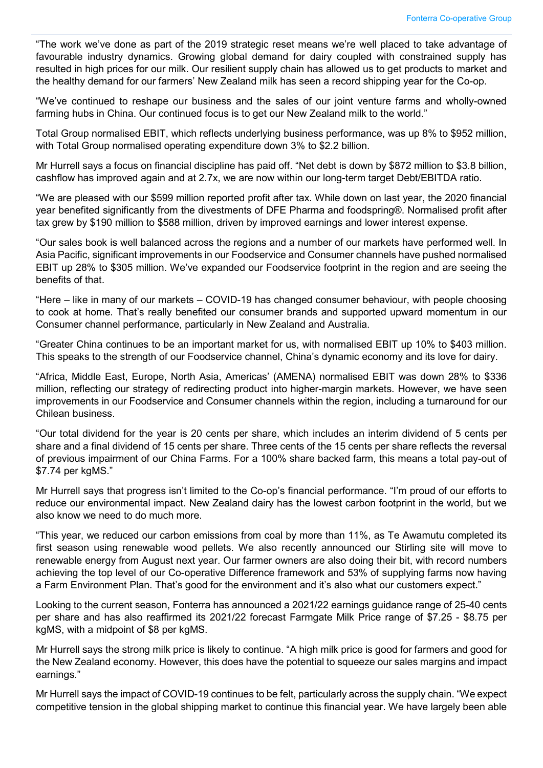"The work we've done as part of the 2019 strategic reset means we're well placed to take advantage of favourable industry dynamics. Growing global demand for dairy coupled with constrained supply has resulted in high prices for our milk. Our resilient supply chain has allowed us to get products to market and the healthy demand for our farmers' New Zealand milk has seen a record shipping year for the Co-op.

"We've continued to reshape our business and the sales of our joint venture farms and wholly-owned farming hubs in China. Our continued focus is to get our New Zealand milk to the world."

Total Group normalised EBIT, which reflects underlying business performance, was up 8% to $952 million, with Total Group normalised operating expenditure down 3% to $2.2 billion.

Mr Hurrell says a focus on financial discipline has paid off. "Net debt is down by $872 million to $3.8 billion, cashflow has improved again and at 2.7x, we are now within our long-term target Debt/EBITDA ratio.

"We are pleased with our $599 million reported profit after tax. While down on last year, the 2020 financial year benefited significantly from the divestments of DFE Pharma and foodspring®. Normalised profit after tax grew by $190 million to $588 million, driven by improved earnings and lower interest expense.

"Our sales book is well balanced across the regions and a number of our markets have performed well. In Asia Pacific, significant improvements in our Foodservice and Consumer channels have pushed normalised EBIT up 28% to $305 million. We've expanded our Foodservice footprint in the region and are seeing the benefits of that.

"Here – like in many of our markets – COVID-19 has changed consumer behaviour, with people choosing to cook at home. That's really benefited our consumer brands and supported upward momentum in our Consumer channel performance, particularly in New Zealand and Australia.

"Greater China continues to be an important market for us, with normalised EBIT up 10% to $403 million. This speaks to the strength of our Foodservice channel, China's dynamic economy and its love for dairy.

"Africa, Middle East, Europe, North Asia, Americas' (AMENA) normalised EBIT was down 28% to $336 million, reflecting our strategy of redirecting product into higher-margin markets. However, we have seen improvements in our Foodservice and Consumer channels within the region, including a turnaround for our Chilean business.

"Our total dividend for the year is 20 cents per share, which includes an interim dividend of 5 cents per share and a final dividend of 15 cents per share. Three cents of the 15 cents per share reflects the reversal of previous impairment of our China Farms. For a 100% share backed farm, this means a total pay-out of $7.74 per kgMS."

Mr Hurrell says that progress isn't limited to the Co-op's financial performance. "I'm proud of our efforts to reduce our environmental impact. New Zealand dairy has the lowest carbon footprint in the world, but we also know we need to do much more.

"This year, we reduced our carbon emissions from coal by more than 11%, as Te Awamutu completed its first season using renewable wood pellets. We also recently announced our Stirling site will move to renewable energy from August next year. Our farmer owners are also doing their bit, with record numbers achieving the top level of our Co-operative Difference framework and 53% of supplying farms now having a Farm Environment Plan. That's good for the environment and it's also what our customers expect."

Looking to the current season, Fonterra has announced a 2021/22 earnings guidance range of 25-40 cents per share and has also reaffirmed its 2021/22 forecast Farmgate Milk Price range of $7.25 - $8.75 per kgMS, with a midpoint of $8 per kgMS.

Mr Hurrell says the strong milk price is likely to continue. "A high milk price is good for farmers and good for the New Zealand economy. However, this does have the potential to squeeze our sales margins and impact earnings."

Mr Hurrell says the impact of COVID-19 continues to be felt, particularly across the supply chain. "We expect competitive tension in the global shipping market to continue this financial year. We have largely been able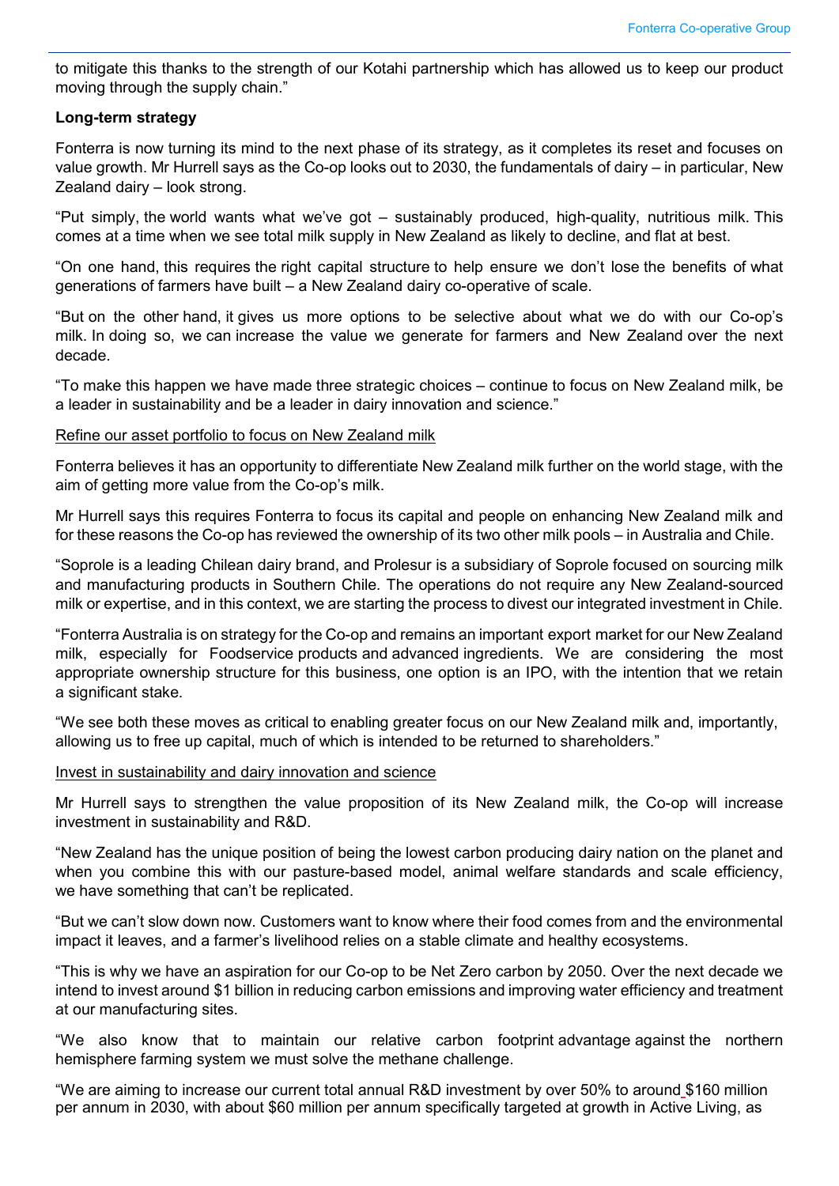to mitigate this thanks to the strength of our Kotahi partnership which has allowed us to keep our product moving through the supply chain."

**Long-term strategy**

Fonterra is now turning its mind to the next phase of its strategy, as it completes its reset and focuses on value growth. Mr Hurrell says as the Co-op looks out to 2030, the fundamentals of dairy – in particular, New Zealand dairy – look strong.

"Put simply, the world wants what we've got – sustainably produced, high-quality, nutritious milk. This comes at a time when we see total milk supply in New Zealand as likely to decline, and flat at best.

"On one hand, this requires the right capital structure to help ensure we don't lose the benefits of what generations of farmers have built – a New Zealand dairy co-operative of scale.

"But on the other hand, it gives us more options to be selective about what we do with our Co-op's milk. In doing so, we can increase the value we generate for farmers and New Zealand over the next decade.

"To make this happen we have made three strategic choices – continue to focus on New Zealand milk, be a leader in sustainability and be a leader in dairy innovation and science."

<u>Refine our asset portfolio to focus on New Zealand milk</u>

Fonterra believes it has an opportunity to differentiate New Zealand milk further on the world stage, with the aim of getting more value from the Co-op's milk.

Mr Hurrell says this requires Fonterra to focus its capital and people on enhancing New Zealand milk and for these reasons the Co-op has reviewed the ownership of its two other milk pools – in Australia and Chile.

"Soprole is a leading Chilean dairy brand, and Prolesur is a subsidiary of Soprole focused on sourcing milk and manufacturing products in Southern Chile. The operations do not require any New Zealand-sourced milk or expertise, and in this context, we are starting the process to divest our integrated investment in Chile.

"Fonterra Australia is on strategy for the Co-op and remains an important export market for our New Zealand milk, especially for Foodservice products and advanced ingredients. We are considering the most appropriate ownership structure for this business, one option is an IPO, with the intention that we retain a significant stake.

"We see both these moves as critical to enabling greater focus on our New Zealand milk and, importantly, allowing us to free up capital, much of which is intended to be returned to shareholders."

<u>Invest in sustainability and dairy innovation and science</u>

Mr Hurrell says to strengthen the value proposition of its New Zealand milk, the Co-op will increase investment in sustainability and R&D.

"New Zealand has the unique position of being the lowest carbon producing dairy nation on the planet and when you combine this with our pasture-based model, animal welfare standards and scale efficiency, we have something that can't be replicated.

"But we can't slow down now. Customers want to know where their food comes from and the environmental impact it leaves, and a farmer's livelihood relies on a stable climate and healthy ecosystems.

"This is why we have an aspiration for our Co-op to be Net Zero carbon by 2050. Over the next decade we intend to invest around $1 billion in reducing carbon emissions and improving water efficiency and treatment at our manufacturing sites.

"We also know that to maintain our relative carbon footprint advantage against the northern hemisphere farming system we must solve the methane challenge.

"We are aiming to increase our current total annual R&D investment by over 50% to around $160 million per annum in 2030, with about $60 million per annum specifically targeted at growth in Active Living, as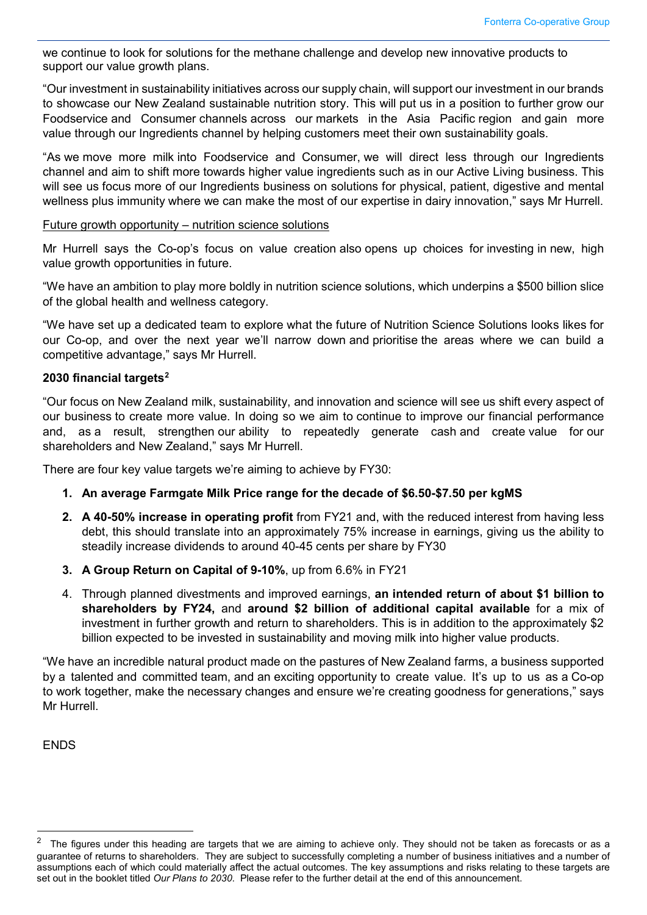we continue to look for solutions for the methane challenge and develop new innovative products to support our value growth plans.

"Our investment in sustainability initiatives across our supply chain, will support our investment in our brands to showcase our New Zealand sustainable nutrition story. This will put us in a position to further grow our Foodservice and Consumer channels across our markets in the Asia Pacific region and gain more value through our Ingredients channel by helping customers meet their own sustainability goals.

"As we move more milk into Foodservice and Consumer, we will direct less through our Ingredients channel and aim to shift more towards higher value ingredients such as in our Active Living business. This will see us focus more of our Ingredients business on solutions for physical, patient, digestive and mental wellness plus immunity where we can make the most of our expertise in dairy innovation," says Mr Hurrell.

Future growth opportunity – nutrition science solutions

Mr Hurrell says the Co-op's focus on value creation also opens up choices for investing in new, high value growth opportunities in future.

"We have an ambition to play more boldly in nutrition science solutions, which underpins a $500 billion slice of the global health and wellness category.

"We have set up a dedicated team to explore what the future of Nutrition Science Solutions looks likes for our Co-op, and over the next year we'll narrow down and prioritise the areas where we can build a competitive advantage," says Mr Hurrell.

**2030 financial targets[2]**

"Our focus on New Zealand milk, sustainability, and innovation and science will see us shift every aspect of our business to create more value. In doing so we aim to continue to improve our financial performance and, as a result, strengthen our ability to repeatedly generate cash and create value for our shareholders and New Zealand," says Mr Hurrell.

There are four key value targets we're aiming to achieve by FY30:

1. **An average Farmgate Milk Price range for the decade of $6.50-$7.50 per kgMS**
2. **A 40-50% increase in operating profit** from FY21 and, with the reduced interest from having less debt, this should translate into an approximately 75% increase in earnings, giving us the ability to steadily increase dividends to around 40-45 cents per share by FY30
3. **A Group Return on Capital of 9-10%**, up from 6.6% in FY21
4. Through planned divestments and improved earnings, **an intended return of about $1 billion to shareholders by FY24,** and **around $2 billion of additional capital available** for a mix of investment in further growth and return to shareholders. This is in addition to the approximately $2 billion expected to be invested in sustainability and moving milk into higher value products.

"We have an incredible natural product made on the pastures of New Zealand farms, a business supported by a talented and committed team, and an exciting opportunity to create value. It's up to us as a Co-op to work together, make the necessary changes and ensure we're creating goodness for generations," says Mr Hurrell.

ENDS

[2] The figures under this heading are targets that we are aiming to achieve only. They should not be taken as forecasts or as a guarantee of returns to shareholders. They are subject to successfully completing a number of business initiatives and a number of assumptions each of which could materially affect the actual outcomes. The key assumptions and risks relating to these targets are set out in the booklet titled *Our Plans to 2030*. Please refer to the further detail at the end of this announcement.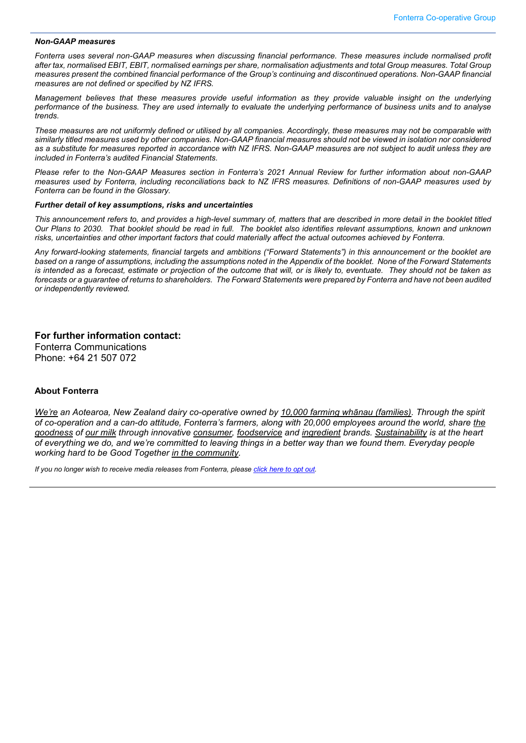***Non-GAAP measures***

*Fonterra uses several non-GAAP measures when discussing financial performance. These measures include normalised profit after tax, normalised EBIT, EBIT, normalised earnings per share, normalisation adjustments and total Group measures. Total Group measures present the combined financial performance of the Group's continuing and discontinued operations. Non-GAAP financial measures are not defined or specified by NZ IFRS.*

*Management believes that these measures provide useful information as they provide valuable insight on the underlying performance of the business. They are used internally to evaluate the underlying performance of business units and to analyse trends.*

*These measures are not uniformly defined or utilised by all companies. Accordingly, these measures may not be comparable with similarly titled measures used by other companies. Non-GAAP financial measures should not be viewed in isolation nor considered as a substitute for measures reported in accordance with NZ IFRS. Non-GAAP measures are not subject to audit unless they are included in Fonterra's audited Financial Statements.*

*Please refer to the Non-GAAP Measures section in Fonterra's 2021 Annual Review for further information about non-GAAP measures used by Fonterra, including reconciliations back to NZ IFRS measures. Definitions of non-GAAP measures used by Fonterra can be found in the Glossary.*

***Further detail of key assumptions, risks and uncertainties***

*This announcement refers to, and provides a high-level summary of, matters that are described in more detail in the booklet titled Our Plans to 2030. That booklet should be read in full. The booklet also identifies relevant assumptions, known and unknown risks, uncertainties and other important factors that could materially affect the actual outcomes achieved by Fonterra.*

*Any forward-looking statements, financial targets and ambitions ("Forward Statements") in this announcement or the booklet are based on a range of assumptions, including the assumptions noted in the Appendix of the booklet. None of the Forward Statements is intended as a forecast, estimate or projection of the outcome that will, or is likely to, eventuate. They should not be taken as forecasts or a guarantee of returns to shareholders. The Forward Statements were prepared by Fonterra and have not been audited or independently reviewed.*

**For further information contact:**
Fonterra Communications
Phone: +64 21 507 072

**About Fonterra**

*We're an Aotearoa, New Zealand dairy co-operative owned by 10,000 farming whānau (families). Through the spirit of co-operation and a can-do attitude, Fonterra's farmers, along with 20,000 employees around the world, share the goodness of our milk through innovative consumer, foodservice and ingredient brands. Sustainability is at the heart of everything we do, and we're committed to leaving things in a better way than we found them. Everyday people working hard to be Good Together in the community.*

*If you no longer wish to receive media releases from Fonterra, please click here to opt out.*